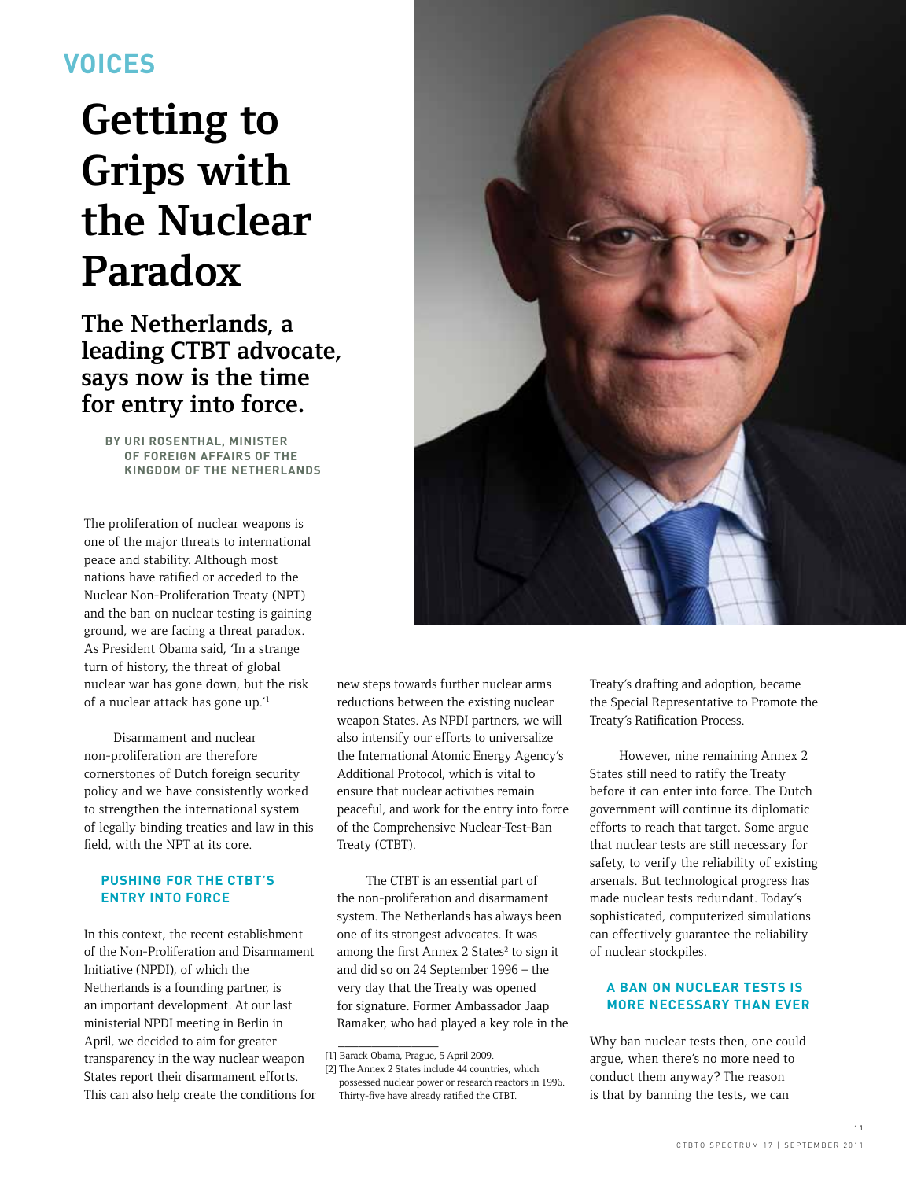VOICES

# Getting to Grips with the Nuclear Paradox

## The Netherlands, a leading CTBT advocate, says now is the time for entry into force.

**BY URI ROSENTHAL, MINISTER OF FOREIGN AFFAIRS OF THE KINGDOM OF THE NETHERLANDS**

The proliferation of nuclear weapons is one of the major threats to international peace and stability. Although most nations have ratified or acceded to the Nuclear Non-Proliferation Treaty (NPT) and the ban on nuclear testing is gaining ground, we are facing a threat paradox. As President Obama said, 'In a strange turn of history, the threat of global nuclear war has gone down, but the risk of a nuclear attack has gone up.'[1]

Disarmament and nuclear non-proliferation are therefore cornerstones of Dutch foreign security policy and we have consistently worked to strengthen the international system of legally binding treaties and law in this field, with the NPT at its core.

### PUSHING FOR THE CTBT'S ENTRY INTO FORCE

In this context, the recent establishment of the Non-Proliferation and Disarmament Initiative (NPDI), of which the Netherlands is a founding partner, is an important development. At our last ministerial NPDI meeting in Berlin in April, we decided to aim for greater transparency in the way nuclear weapon States report their disarmament efforts. This can also help create the conditions for new steps towards further nuclear arms reductions between the existing nuclear weapon States. As NPDI partners, we will also intensify our efforts to universalize the International Atomic Energy Agency's Additional Protocol, which is vital to ensure that nuclear activities remain peaceful, and work for the entry into force of the Comprehensive Nuclear-Test-Ban Treaty (CTBT).

The CTBT is an essential part of the non-proliferation and disarmament system. The Netherlands has always been one of its strongest advocates. It was among the first Annex 2 States[2] to sign it and did so on 24 September 1996 – the very day that the Treaty was opened for signature. Former Ambassador Jaap Ramaker, who had played a key role in the Treaty's drafting and adoption, became the Special Representative to Promote the Treaty's Ratification Process.

However, nine remaining Annex 2 States still need to ratify the Treaty before it can enter into force. The Dutch government will continue its diplomatic efforts to reach that target. Some argue that nuclear tests are still necessary for safety, to verify the reliability of existing arsenals. But technological progress has made nuclear tests redundant. Today's sophisticated, computerized simulations can effectively guarantee the reliability of nuclear stockpiles.

### A BAN ON NUCLEAR TESTS IS MORE NECESSARY THAN EVER

Why ban nuclear tests then, one could argue, when there's no more need to conduct them anyway? The reason is that by banning the tests, we can

[1] Barack Obama, Prague, 5 April 2009.

[2] The Annex 2 States include 44 countries, which possessed nuclear power or research reactors in 1996. Thirty-five have already ratified the CTBT.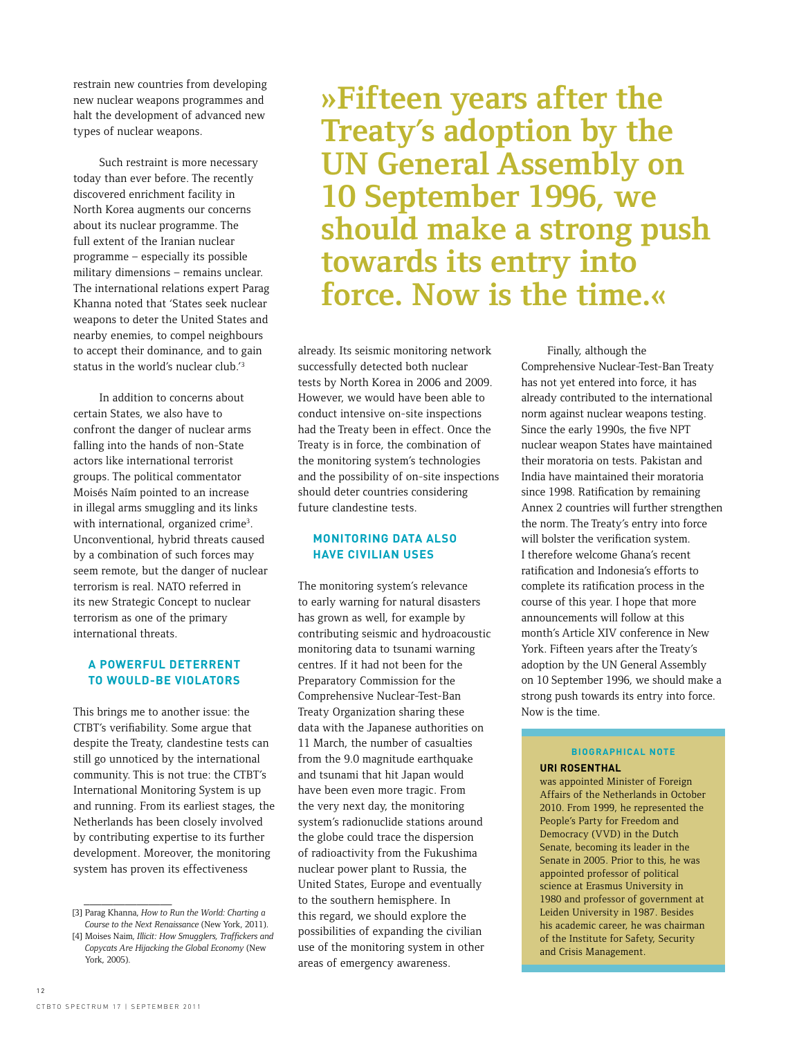restrain new countries from developing new nuclear weapons programmes and halt the development of advanced new types of nuclear weapons.

Such restraint is more necessary today than ever before. The recently discovered enrichment facility in North Korea augments our concerns about its nuclear programme. The full extent of the Iranian nuclear programme – especially its possible military dimensions – remains unclear. The international relations expert Parag Khanna noted that 'States seek nuclear weapons to deter the United States and nearby enemies, to compel neighbours to accept their dominance, and to gain status in the world's nuclear club.'[3]

In addition to concerns about certain States, we also have to confront the danger of nuclear arms falling into the hands of non-State actors like international terrorist groups. The political commentator Moisés Naím pointed to an increase in illegal arms smuggling and its links with international, organized crime[3]. Unconventional, hybrid threats caused by a combination of such forces may seem remote, but the danger of nuclear terrorism is real. NATO referred in its new Strategic Concept to nuclear terrorism as one of the primary international threats.

> »Fifteen years after the Treaty's adoption by the UN General Assembly on 10 September 1996, we should make a strong push towards its entry into force. Now is the time.«

### A POWERFUL DETERRENT TO WOULD-BE VIOLATORS

This brings me to another issue: the CTBT's verifiability. Some argue that despite the Treaty, clandestine tests can still go unnoticed by the international community. This is not true: the CTBT's International Monitoring System is up and running. From its earliest stages, the Netherlands has been closely involved by contributing expertise to its further development. Moreover, the monitoring system has proven its effectiveness already. Its seismic monitoring network successfully detected both nuclear tests by North Korea in 2006 and 2009. However, we would have been able to conduct intensive on-site inspections had the Treaty been in effect. Once the Treaty is in force, the combination of the monitoring system's technologies and the possibility of on-site inspections should deter countries considering future clandestine tests.

### MONITORING DATA ALSO HAVE CIVILIAN USES

The monitoring system's relevance to early warning for natural disasters has grown as well, for example by contributing seismic and hydroacoustic monitoring data to tsunami warning centres. If it had not been for the Preparatory Commission for the Comprehensive Nuclear-Test-Ban Treaty Organization sharing these data with the Japanese authorities on 11 March, the number of casualties from the 9.0 magnitude earthquake and tsunami that hit Japan would have been even more tragic. From the very next day, the monitoring system's radionuclide stations around the globe could trace the dispersion of radioactivity from the Fukushima nuclear power plant to Russia, the United States, Europe and eventually to the southern hemisphere. In this regard, we should explore the possibilities of expanding the civilian use of the monitoring system in other areas of emergency awareness.

Finally, although the Comprehensive Nuclear-Test-Ban Treaty has not yet entered into force, it has already contributed to the international norm against nuclear weapons testing. Since the early 1990s, the five NPT nuclear weapon States have maintained their moratoria on tests. Pakistan and India have maintained their moratoria since 1998. Ratification by remaining Annex 2 countries will further strengthen the norm. The Treaty's entry into force will bolster the verification system. I therefore welcome Ghana's recent ratification and Indonesia's efforts to complete its ratification process in the course of this year. I hope that more announcements will follow at this month's Article XIV conference in New York. Fifteen years after the Treaty's adoption by the UN General Assembly on 10 September 1996, we should make a strong push towards its entry into force. Now is the time.

#### BIOGRAPHICAL NOTE

**URI ROSENTHAL**
was appointed Minister of Foreign Affairs of the Netherlands in October 2010. From 1999, he represented the People's Party for Freedom and Democracy (VVD) in the Dutch Senate, becoming its leader in the Senate in 2005. Prior to this, he was appointed professor of political science at Erasmus University in 1980 and professor of government at Leiden University in 1987. Besides his academic career, he was chairman of the Institute for Safety, Security and Crisis Management.

---

[3] Parag Khanna, *How to Run the World: Charting a Course to the Next Renaissance* (New York, 2011).

[4] Moises Naim, *Illicit: How Smugglers, Traffickers and Copycats Are Hijacking the Global Economy* (New York, 2005).